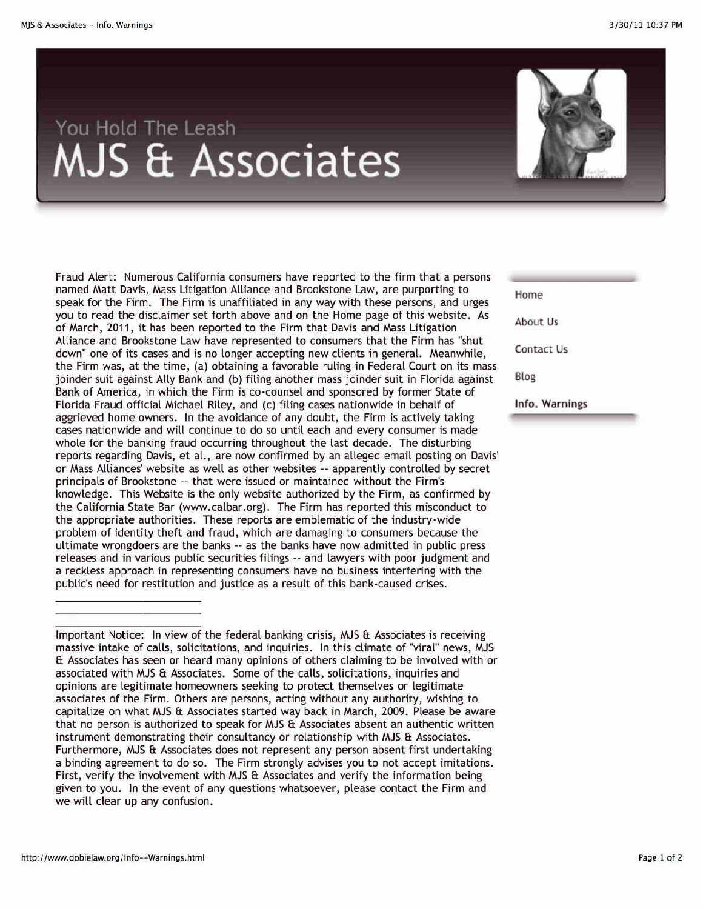You Hold The Leash

# MJS & Associates

- Home
- About Us
- Contact Us
- Blog
- **Info. Warnings**

Fraud Alert: Numerous California consumers have reported to the firm that a persons named Matt Davis, Mass Litigation Alliance and Brookstone Law, are purporting to speak for the Firm. The Firm is unaffiliated in any way with these persons, and urges you to read the disclaimer set forth above and on the Home page of this website. As of March, 2011, it has been reported to the Firm that Davis and Mass Litigation Alliance and Brookstone Law have represented to consumers that the Firm has "shut down" one of its cases and is no longer accepting new clients in general. Meanwhile, the Firm was, at the time, (a) obtaining a favorable ruling in Federal Court on its mass joinder suit against Ally Bank and (b) filing another mass joinder suit in Florida against Bank of America, in which the Firm is co-counsel and sponsored by former State of Florida Fraud official Michael Riley, and (c) filing cases nationwide in behalf of aggrieved home owners. In the avoidance of any doubt, the Firm is actively taking cases nationwide and will continue to do so until each and every consumer is made whole for the banking fraud occurring throughout the last decade. The disturbing reports regarding Davis, et al., are now confirmed by an alleged email posting on Davis' or Mass Alliances' website as well as other websites -- apparently controlled by secret principals of Brookstone -- that were issued or maintained without the Firm's knowledge. This Website is the only website authorized by the Firm, as confirmed by the California State Bar (www.calbar.org). The Firm has reported this misconduct to the appropriate authorities. These reports are emblematic of the industry-wide problem of identity theft and fraud, which are damaging to consumers because the ultimate wrongdoers are the banks -- as the banks have now admitted in public press releases and in various public securities filings -- and lawyers with poor judgment and a reckless approach in representing consumers have no business interfering with the public's need for restitution and justice as a result of this bank-caused crises.

---

Important Notice: In view of the federal banking crisis, MJS & Associates is receiving massive intake of calls, solicitations, and inquiries. In this climate of "viral" news, MJS & Associates has seen or heard many opinions of others claiming to be involved with or associated with MJS & Associates. Some of the calls, solicitations, inquiries and opinions are legitimate homeowners seeking to protect themselves or legitimate associates of the Firm. Others are persons, acting without any authority, wishing to capitalize on what MJS & Associates started way back in March, 2009. Please be aware that no person is authorized to speak for MJS & Associates absent an authentic written instrument demonstrating their consultancy or relationship with MJS & Associates. Furthermore, MJS & Associates does not represent any person absent first undertaking a binding agreement to do so. The Firm strongly advises you to not accept imitations. First, verify the involvement with MJS & Associates and verify the information being given to you. In the event of any questions whatsoever, please contact the Firm and we will clear up any confusion.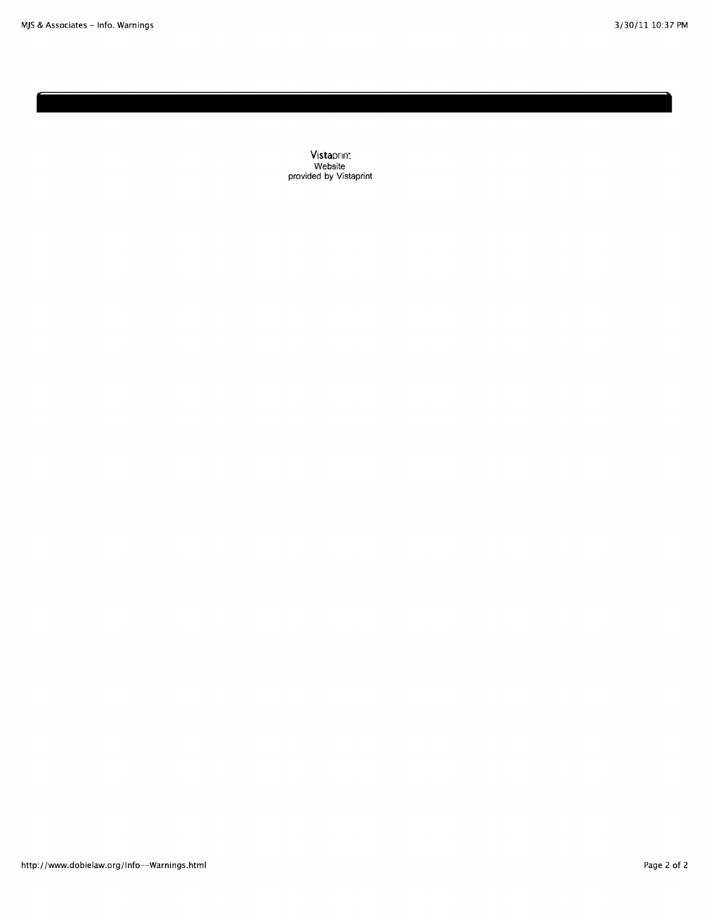Vistaprint
Website
provided by Vistaprint